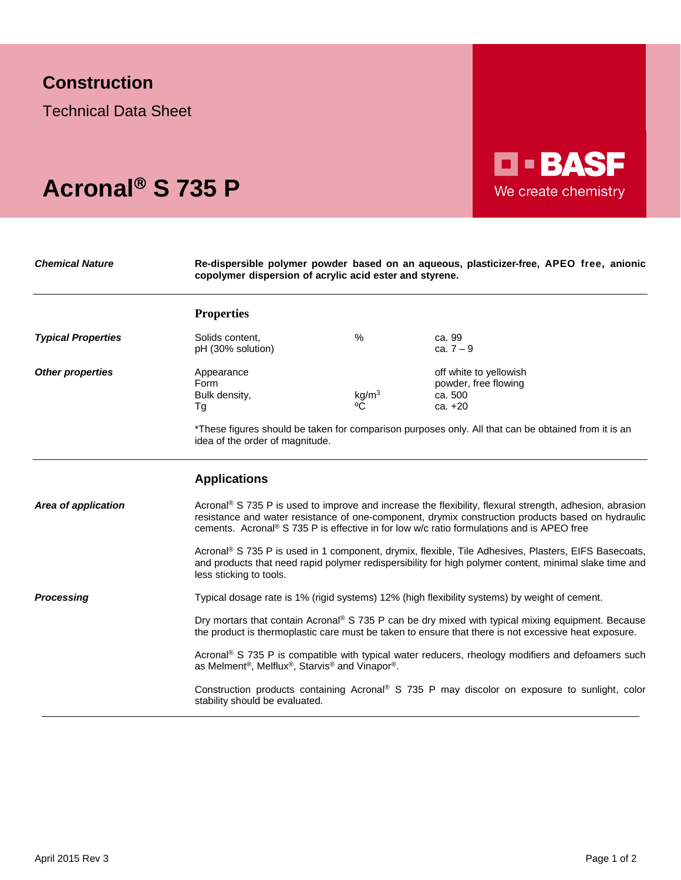# Construction

Technical Data Sheet

# Acronal® S 735 P

BASF
We create chemistry

***Chemical Nature***

**Re-dispersible polymer powder based on an aqueous, plasticizer-free, APEO free, anionic copolymer dispersion of acrylic acid ester and styrene.**

## Properties

| | | | |
|---|---|---|---|
| ***Typical Properties*** | Solids content, | % | ca. 99 |
| | pH (30% solution) | | ca. 7 – 9 |
| ***Other properties*** | Appearance | | off white to yellowish |
| | Form | | powder, free flowing |
| | Bulk density, | $kg/m^3$ | ca. 500 |
| | Tg | ºC | ca. +20 |

*These figures should be taken for comparison purposes only. All that can be obtained from it is an idea of the order of magnitude.

## Applications

***Area of application***

Acronal® S 735 P is used to improve and increase the flexibility, flexural strength, adhesion, abrasion resistance and water resistance of one-component, drymix construction products based on hydraulic cements. Acronal® S 735 P is effective in for low w/c ratio formulations and is APEO free

Acronal® S 735 P is used in 1 component, drymix, flexible, Tile Adhesives, Plasters, EIFS Basecoats, and products that need rapid polymer redispersibility for high polymer content, minimal slake time and less sticking to tools.

***Processing***

Typical dosage rate is 1% (rigid systems) 12% (high flexibility systems) by weight of cement.

Dry mortars that contain Acronal® S 735 P can be dry mixed with typical mixing equipment. Because the product is thermoplastic care must be taken to ensure that there is not excessive heat exposure.

Acronal® S 735 P is compatible with typical water reducers, rheology modifiers and defoamers such as Melment®, Melflux®, Starvis® and Vinapor®.

Construction products containing Acronal® S 735 P may discolor on exposure to sunlight, color stability should be evaluated.

April 2015 Rev 3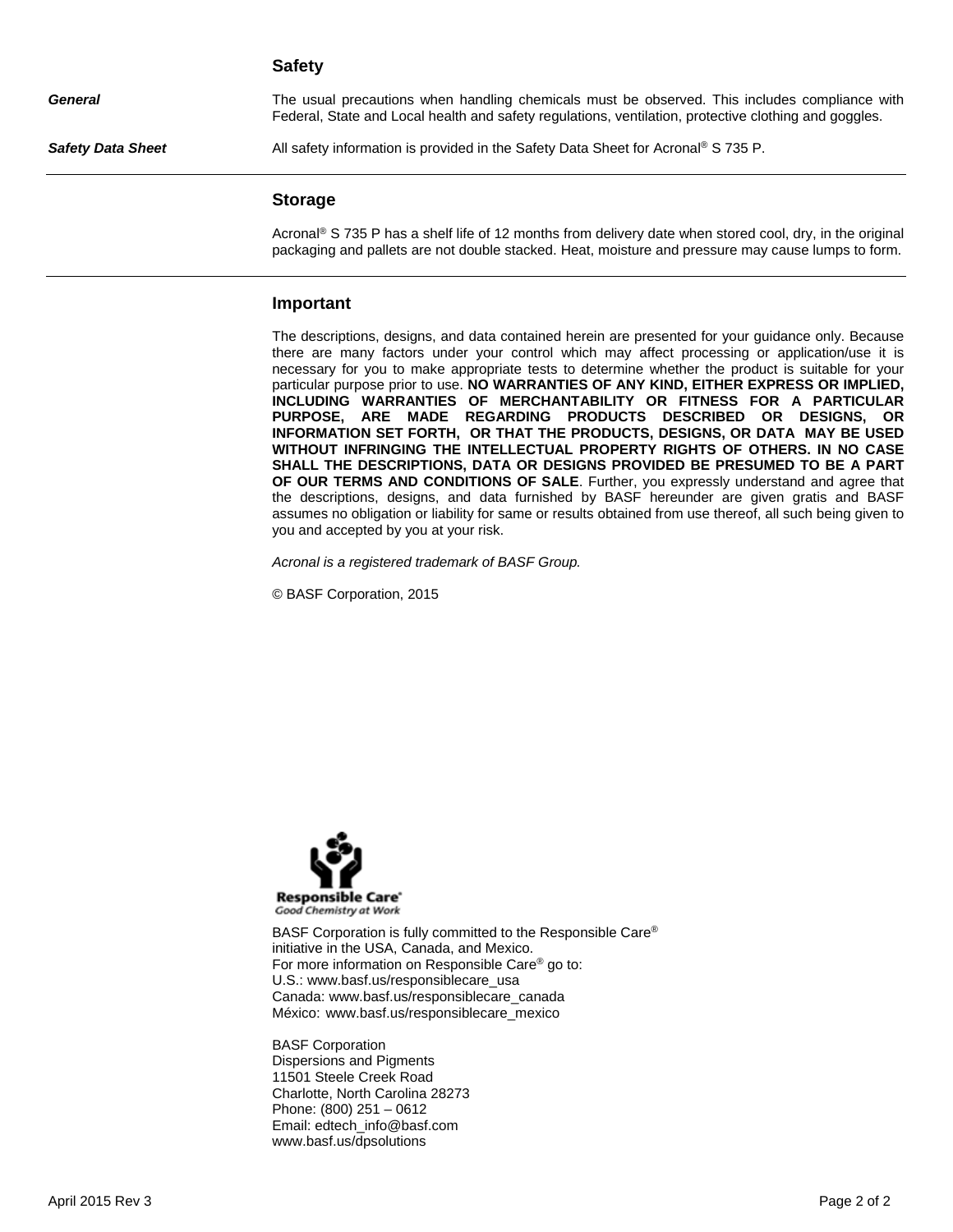## Safety

***General*** The usual precautions when handling chemicals must be observed. This includes compliance with Federal, State and Local health and safety regulations, ventilation, protective clothing and goggles.

***Safety Data Sheet*** All safety information is provided in the Safety Data Sheet for Acronal® S 735 P.

## Storage

Acronal® S 735 P has a shelf life of 12 months from delivery date when stored cool, dry, in the original packaging and pallets are not double stacked. Heat, moisture and pressure may cause lumps to form.

## Important

The descriptions, designs, and data contained herein are presented for your guidance only. Because there are many factors under your control which may affect processing or application/use it is necessary for you to make appropriate tests to determine whether the product is suitable for your particular purpose prior to use. **NO WARRANTIES OF ANY KIND, EITHER EXPRESS OR IMPLIED, INCLUDING WARRANTIES OF MERCHANTABILITY OR FITNESS FOR A PARTICULAR PURPOSE, ARE MADE REGARDING PRODUCTS DESCRIBED OR DESIGNS, OR INFORMATION SET FORTH, OR THAT THE PRODUCTS, DESIGNS, OR DATA MAY BE USED WITHOUT INFRINGING THE INTELLECTUAL PROPERTY RIGHTS OF OTHERS. IN NO CASE SHALL THE DESCRIPTIONS, DATA OR DESIGNS PROVIDED BE PRESUMED TO BE A PART OF OUR TERMS AND CONDITIONS OF SALE**. Further, you expressly understand and agree that the descriptions, designs, and data furnished by BASF hereunder are given gratis and BASF assumes no obligation or liability for same or results obtained from use thereof, all such being given to you and accepted by you at your risk.

*Acronal is a registered trademark of BASF Group.*

© BASF Corporation, 2015

Responsible Care®
*Good Chemistry at Work*

BASF Corporation is fully committed to the Responsible Care®
initiative in the USA, Canada, and Mexico.
For more information on Responsible Care® go to:
U.S.: www.basf.us/responsiblecare_usa
Canada: www.basf.us/responsiblecare_canada
México: www.basf.us/responsiblecare_mexico

BASF Corporation
Dispersions and Pigments
11501 Steele Creek Road
Charlotte, North Carolina 28273
Phone: (800) 251 – 0612
Email: edtech_info@basf.com
www.basf.us/dpsolutions

April 2015 Rev 3